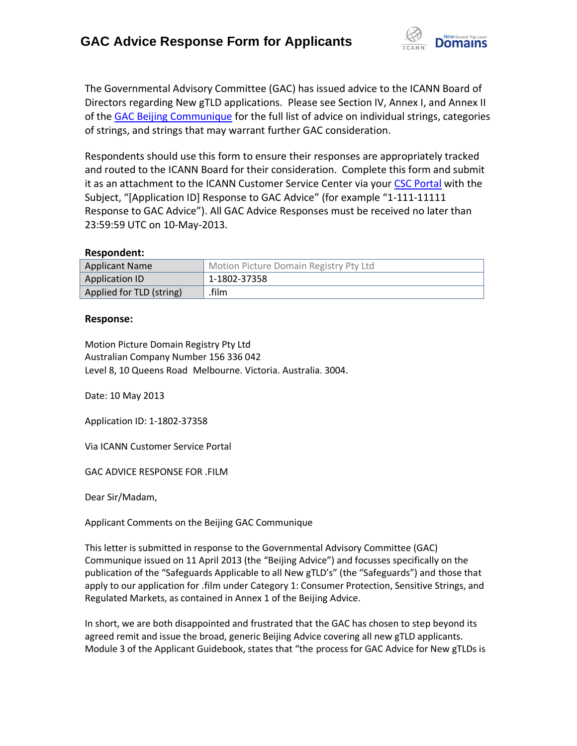# GAC Advice Response Form for Applicants

The Governmental Advisory Committee (GAC) has issued advice to the ICANN Board of Directors regarding New gTLD applications. Please see Section IV, Annex I, and Annex II of the GAC Beijing Communique for the full list of advice on individual strings, categories of strings, and strings that may warrant further GAC consideration.

Respondents should use this form to ensure their responses are appropriately tracked and routed to the ICANN Board for their consideration. Complete this form and submit it as an attachment to the ICANN Customer Service Center via your CSC Portal with the Subject, "[Application ID] Response to GAC Advice" (for example "1-111-11111 Response to GAC Advice"). All GAC Advice Responses must be received no later than 23:59:59 UTC on 10-May-2013.

**Respondent:**

| Applicant Name | Motion Picture Domain Registry Pty Ltd |
|---|---|
| Application ID | 1-1802-37358 |
| Applied for TLD (string) | .film |

**Response:**

Motion Picture Domain Registry Pty Ltd
Australian Company Number 156 336 042
Level 8, 10 Queens Road Melbourne. Victoria. Australia. 3004.

Date: 10 May 2013

Application ID: 1-1802-37358

Via ICANN Customer Service Portal

GAC ADVICE RESPONSE FOR .FILM

Dear Sir/Madam,

Applicant Comments on the Beijing GAC Communique

This letter is submitted in response to the Governmental Advisory Committee (GAC) Communique issued on 11 April 2013 (the "Beijing Advice") and focusses specifically on the publication of the "Safeguards Applicable to all New gTLD's" (the "Safeguards") and those that apply to our application for .film under Category 1: Consumer Protection, Sensitive Strings, and Regulated Markets, as contained in Annex 1 of the Beijing Advice.

In short, we are both disappointed and frustrated that the GAC has chosen to step beyond its agreed remit and issue the broad, generic Beijing Advice covering all new gTLD applicants. Module 3 of the Applicant Guidebook, states that "the process for GAC Advice for New gTLDs is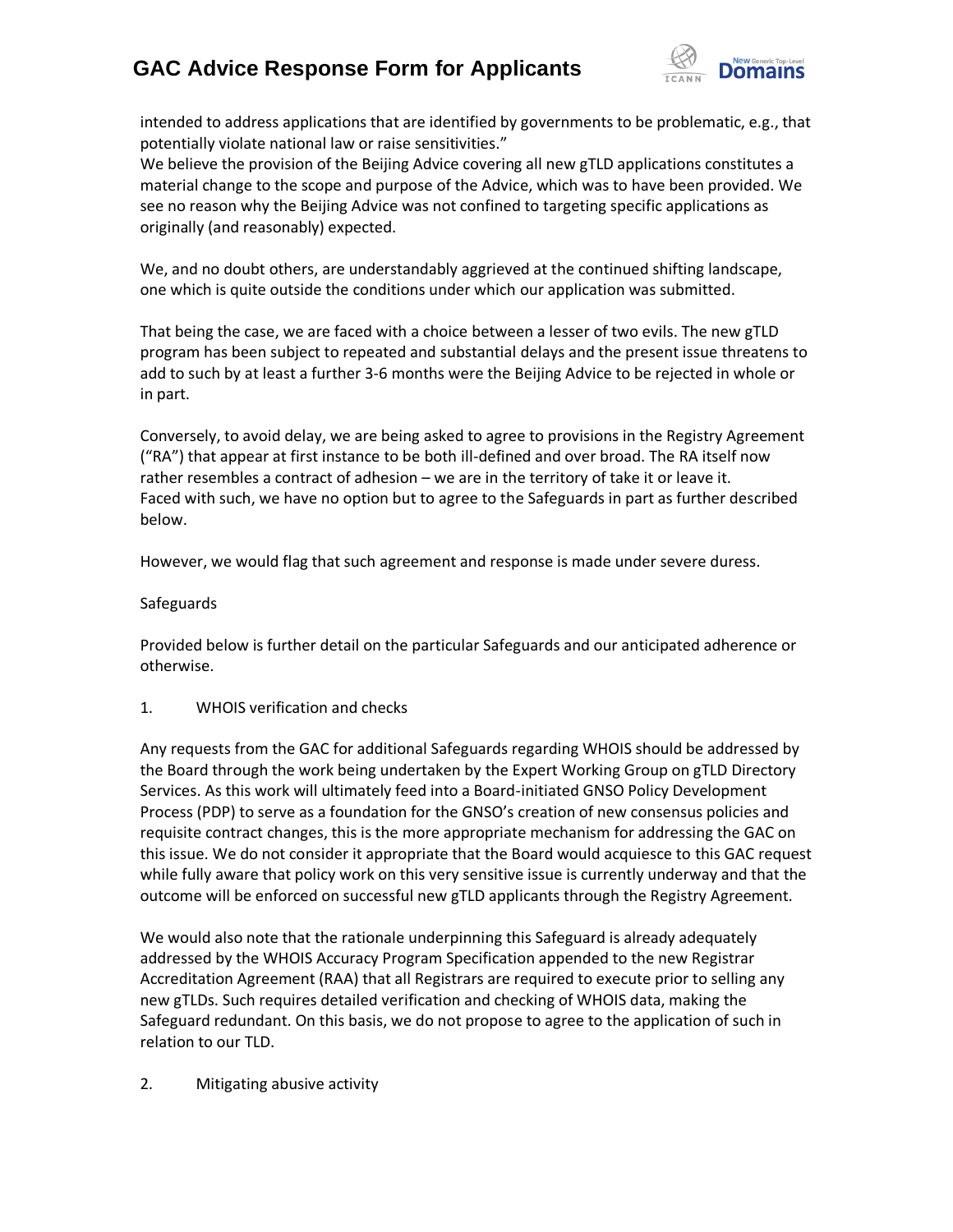intended to address applications that are identified by governments to be problematic, e.g., that potentially violate national law or raise sensitivities."
We believe the provision of the Beijing Advice covering all new gTLD applications constitutes a material change to the scope and purpose of the Advice, which was to have been provided. We see no reason why the Beijing Advice was not confined to targeting specific applications as originally (and reasonably) expected.

We, and no doubt others, are understandably aggrieved at the continued shifting landscape, one which is quite outside the conditions under which our application was submitted.

That being the case, we are faced with a choice between a lesser of two evils. The new gTLD program has been subject to repeated and substantial delays and the present issue threatens to add to such by at least a further 3-6 months were the Beijing Advice to be rejected in whole or in part.

Conversely, to avoid delay, we are being asked to agree to provisions in the Registry Agreement ("RA") that appear at first instance to be both ill-defined and over broad. The RA itself now rather resembles a contract of adhesion – we are in the territory of take it or leave it.
Faced with such, we have no option but to agree to the Safeguards in part as further described below.

However, we would flag that such agreement and response is made under severe duress.

Safeguards

Provided below is further detail on the particular Safeguards and our anticipated adherence or otherwise.

1. WHOIS verification and checks

Any requests from the GAC for additional Safeguards regarding WHOIS should be addressed by the Board through the work being undertaken by the Expert Working Group on gTLD Directory Services. As this work will ultimately feed into a Board-initiated GNSO Policy Development Process (PDP) to serve as a foundation for the GNSO's creation of new consensus policies and requisite contract changes, this is the more appropriate mechanism for addressing the GAC on this issue. We do not consider it appropriate that the Board would acquiesce to this GAC request while fully aware that policy work on this very sensitive issue is currently underway and that the outcome will be enforced on successful new gTLD applicants through the Registry Agreement.

We would also note that the rationale underpinning this Safeguard is already adequately addressed by the WHOIS Accuracy Program Specification appended to the new Registrar Accreditation Agreement (RAA) that all Registrars are required to execute prior to selling any new gTLDs. Such requires detailed verification and checking of WHOIS data, making the Safeguard redundant. On this basis, we do not propose to agree to the application of such in relation to our TLD.

2. Mitigating abusive activity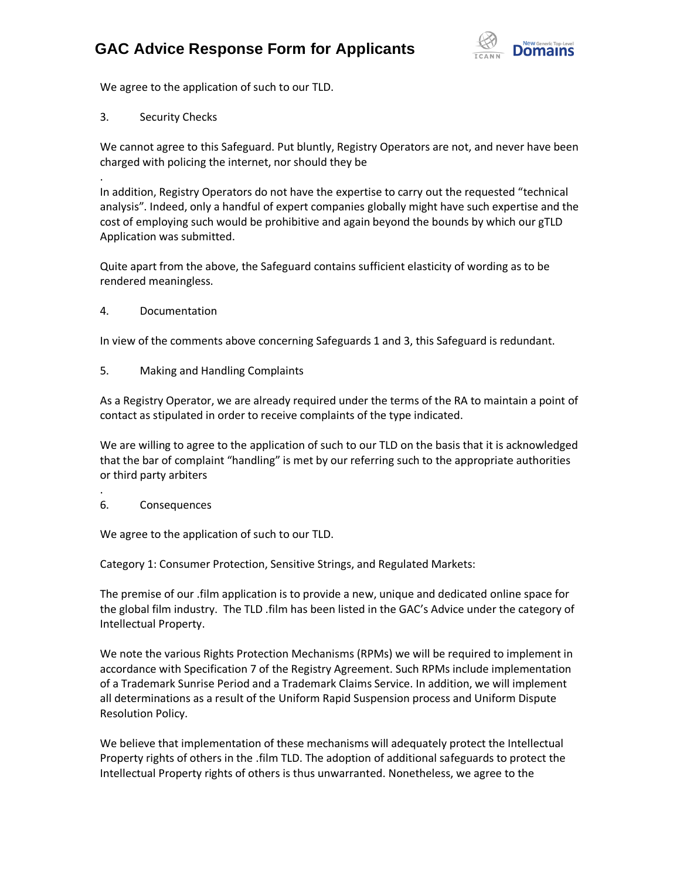We agree to the application of such to our TLD.

3. Security Checks

We cannot agree to this Safeguard. Put bluntly, Registry Operators are not, and never have been charged with policing the internet, nor should they be

.

In addition, Registry Operators do not have the expertise to carry out the requested "technical analysis". Indeed, only a handful of expert companies globally might have such expertise and the cost of employing such would be prohibitive and again beyond the bounds by which our gTLD Application was submitted.

Quite apart from the above, the Safeguard contains sufficient elasticity of wording as to be rendered meaningless.

4. Documentation

In view of the comments above concerning Safeguards 1 and 3, this Safeguard is redundant.

5. Making and Handling Complaints

As a Registry Operator, we are already required under the terms of the RA to maintain a point of contact as stipulated in order to receive complaints of the type indicated.

We are willing to agree to the application of such to our TLD on the basis that it is acknowledged that the bar of complaint "handling" is met by our referring such to the appropriate authorities or third party arbiters

.

6. Consequences

We agree to the application of such to our TLD.

Category 1: Consumer Protection, Sensitive Strings, and Regulated Markets:

The premise of our .film application is to provide a new, unique and dedicated online space for the global film industry. The TLD .film has been listed in the GAC's Advice under the category of Intellectual Property.

We note the various Rights Protection Mechanisms (RPMs) we will be required to implement in accordance with Specification 7 of the Registry Agreement. Such RPMs include implementation of a Trademark Sunrise Period and a Trademark Claims Service. In addition, we will implement all determinations as a result of the Uniform Rapid Suspension process and Uniform Dispute Resolution Policy.

We believe that implementation of these mechanisms will adequately protect the Intellectual Property rights of others in the .film TLD. The adoption of additional safeguards to protect the Intellectual Property rights of others is thus unwarranted. Nonetheless, we agree to the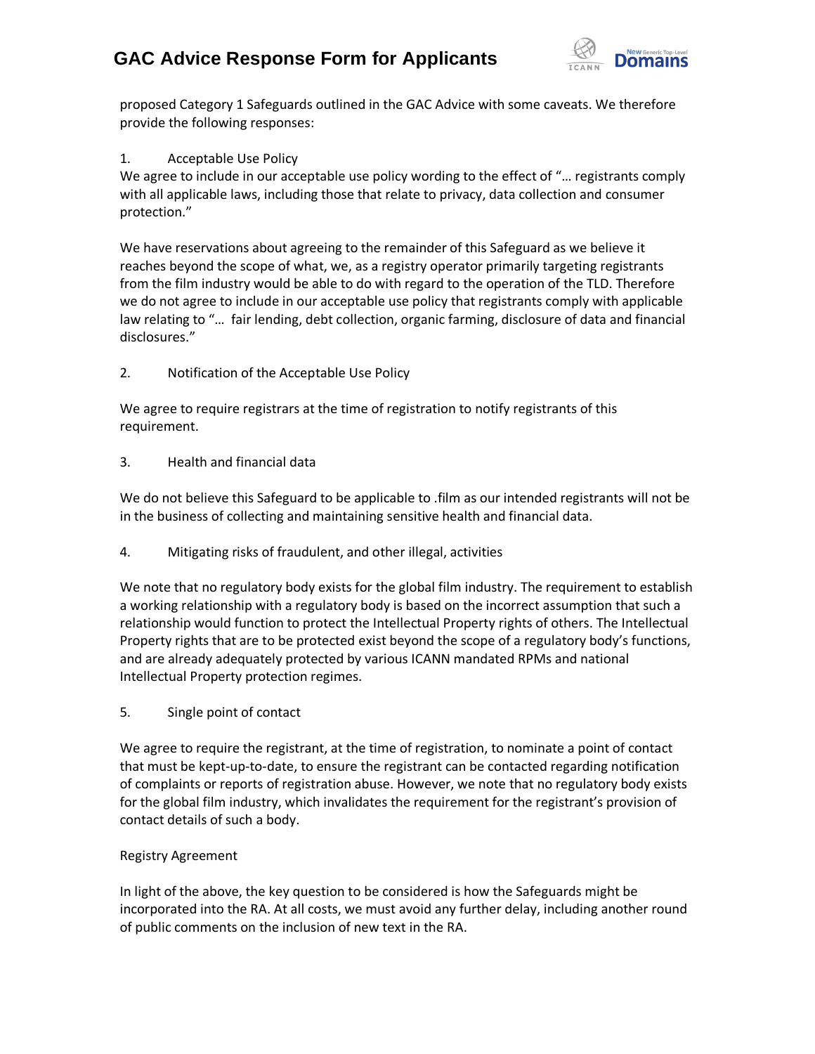proposed Category 1 Safeguards outlined in the GAC Advice with some caveats. We therefore provide the following responses:

1. Acceptable Use Policy

We agree to include in our acceptable use policy wording to the effect of "… registrants comply with all applicable laws, including those that relate to privacy, data collection and consumer protection."

We have reservations about agreeing to the remainder of this Safeguard as we believe it reaches beyond the scope of what, we, as a registry operator primarily targeting registrants from the film industry would be able to do with regard to the operation of the TLD. Therefore we do not agree to include in our acceptable use policy that registrants comply with applicable law relating to "… fair lending, debt collection, organic farming, disclosure of data and financial disclosures."

2. Notification of the Acceptable Use Policy

We agree to require registrars at the time of registration to notify registrants of this requirement.

3. Health and financial data

We do not believe this Safeguard to be applicable to .film as our intended registrants will not be in the business of collecting and maintaining sensitive health and financial data.

4. Mitigating risks of fraudulent, and other illegal, activities

We note that no regulatory body exists for the global film industry. The requirement to establish a working relationship with a regulatory body is based on the incorrect assumption that such a relationship would function to protect the Intellectual Property rights of others. The Intellectual Property rights that are to be protected exist beyond the scope of a regulatory body's functions, and are already adequately protected by various ICANN mandated RPMs and national Intellectual Property protection regimes.

5. Single point of contact

We agree to require the registrant, at the time of registration, to nominate a point of contact that must be kept-up-to-date, to ensure the registrant can be contacted regarding notification of complaints or reports of registration abuse. However, we note that no regulatory body exists for the global film industry, which invalidates the requirement for the registrant's provision of contact details of such a body.

Registry Agreement

In light of the above, the key question to be considered is how the Safeguards might be incorporated into the RA. At all costs, we must avoid any further delay, including another round of public comments on the inclusion of new text in the RA.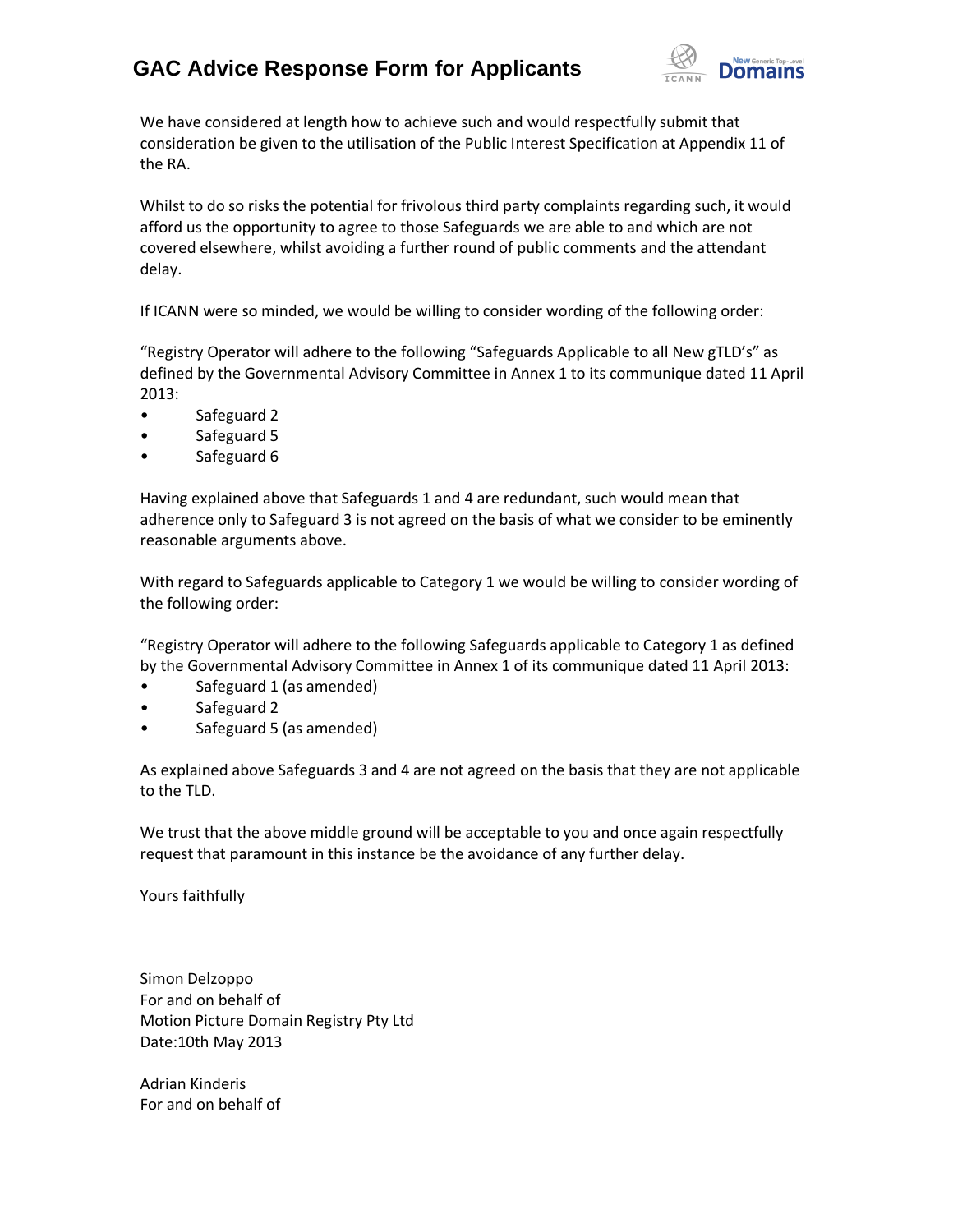We have considered at length how to achieve such and would respectfully submit that consideration be given to the utilisation of the Public Interest Specification at Appendix 11 of the RA.

Whilst to do so risks the potential for frivolous third party complaints regarding such, it would afford us the opportunity to agree to those Safeguards we are able to and which are not covered elsewhere, whilst avoiding a further round of public comments and the attendant delay.

If ICANN were so minded, we would be willing to consider wording of the following order:

"Registry Operator will adhere to the following "Safeguards Applicable to all New gTLD's" as defined by the Governmental Advisory Committee in Annex 1 to its communique dated 11 April 2013:

- Safeguard 2
- Safeguard 5
- Safeguard 6

Having explained above that Safeguards 1 and 4 are redundant, such would mean that adherence only to Safeguard 3 is not agreed on the basis of what we consider to be eminently reasonable arguments above.

With regard to Safeguards applicable to Category 1 we would be willing to consider wording of the following order:

"Registry Operator will adhere to the following Safeguards applicable to Category 1 as defined by the Governmental Advisory Committee in Annex 1 of its communique dated 11 April 2013:

- Safeguard 1 (as amended)
- Safeguard 2
- Safeguard 5 (as amended)

As explained above Safeguards 3 and 4 are not agreed on the basis that they are not applicable to the TLD.

We trust that the above middle ground will be acceptable to you and once again respectfully request that paramount in this instance be the avoidance of any further delay.

Yours faithfully

Simon Delzoppo
For and on behalf of
Motion Picture Domain Registry Pty Ltd
Date:10th May 2013

Adrian Kinderis
For and on behalf of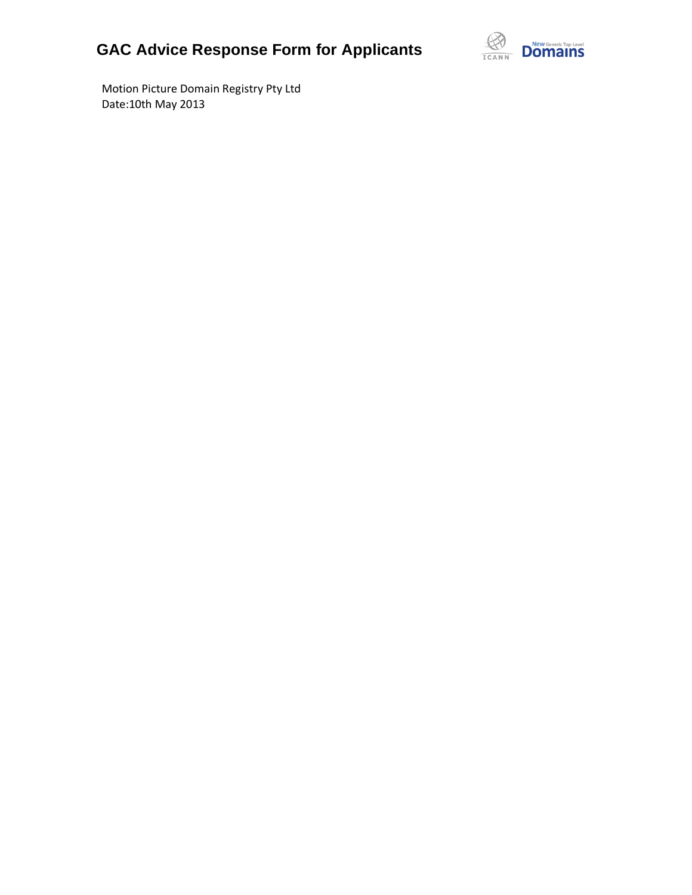Motion Picture Domain Registry Pty Ltd
Date:10th May 2013